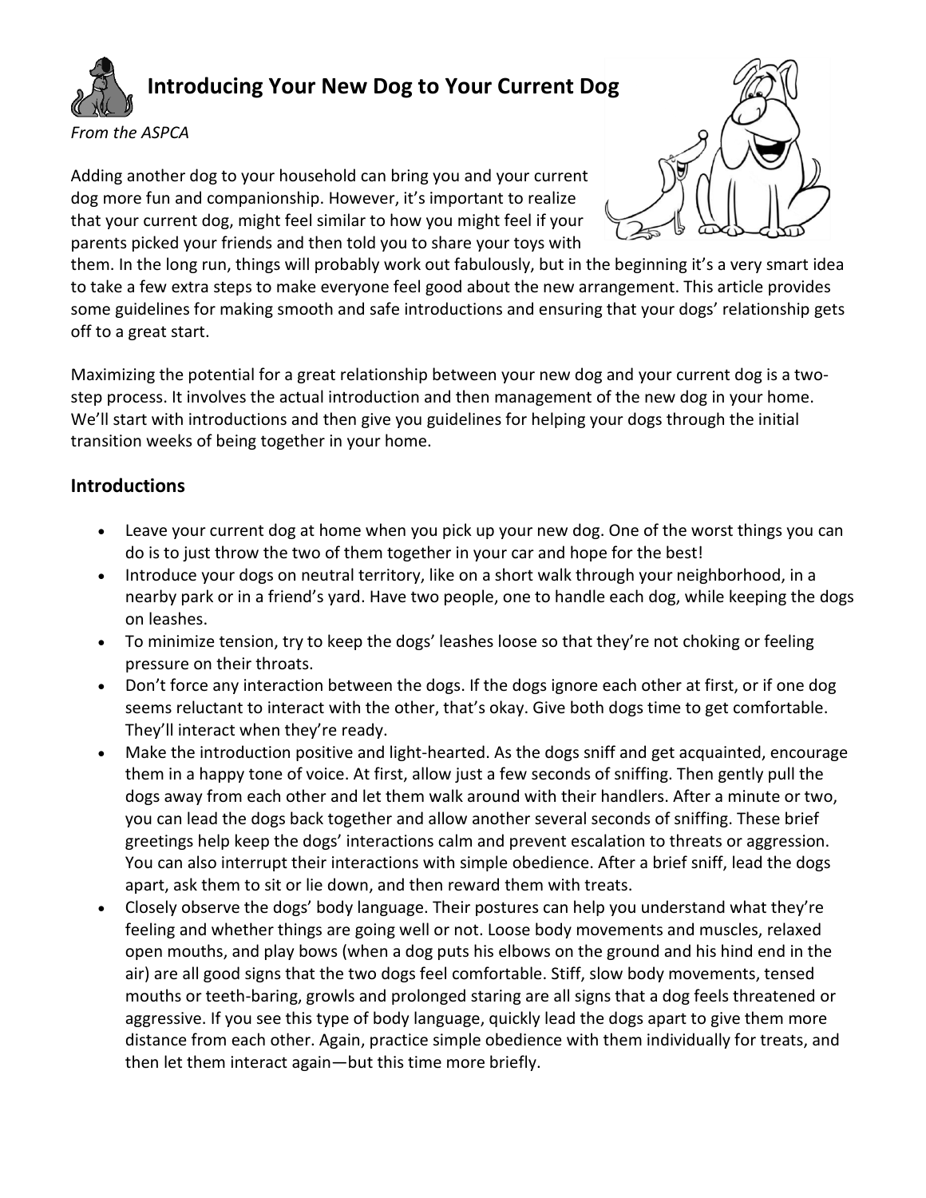# Introducing Your New Dog to Your Current Dog

*From the ASPCA*

Adding another dog to your household can bring you and your current dog more fun and companionship. However, it's important to realize that your current dog, might feel similar to how you might feel if your parents picked your friends and then told you to share your toys with them. In the long run, things will probably work out fabulously, but in the beginning it's a very smart idea to take a few extra steps to make everyone feel good about the new arrangement. This article provides some guidelines for making smooth and safe introductions and ensuring that your dogs' relationship gets off to a great start.

Maximizing the potential for a great relationship between your new dog and your current dog is a two-step process. It involves the actual introduction and then management of the new dog in your home. We'll start with introductions and then give you guidelines for helping your dogs through the initial transition weeks of being together in your home.

## Introductions

- Leave your current dog at home when you pick up your new dog. One of the worst things you can do is to just throw the two of them together in your car and hope for the best!
- Introduce your dogs on neutral territory, like on a short walk through your neighborhood, in a nearby park or in a friend's yard. Have two people, one to handle each dog, while keeping the dogs on leashes.
- To minimize tension, try to keep the dogs' leashes loose so that they're not choking or feeling pressure on their throats.
- Don't force any interaction between the dogs. If the dogs ignore each other at first, or if one dog seems reluctant to interact with the other, that's okay. Give both dogs time to get comfortable. They'll interact when they're ready.
- Make the introduction positive and light-hearted. As the dogs sniff and get acquainted, encourage them in a happy tone of voice. At first, allow just a few seconds of sniffing. Then gently pull the dogs away from each other and let them walk around with their handlers. After a minute or two, you can lead the dogs back together and allow another several seconds of sniffing. These brief greetings help keep the dogs' interactions calm and prevent escalation to threats or aggression. You can also interrupt their interactions with simple obedience. After a brief sniff, lead the dogs apart, ask them to sit or lie down, and then reward them with treats.
- Closely observe the dogs' body language. Their postures can help you understand what they're feeling and whether things are going well or not. Loose body movements and muscles, relaxed open mouths, and play bows (when a dog puts his elbows on the ground and his hind end in the air) are all good signs that the two dogs feel comfortable. Stiff, slow body movements, tensed mouths or teeth-baring, growls and prolonged staring are all signs that a dog feels threatened or aggressive. If you see this type of body language, quickly lead the dogs apart to give them more distance from each other. Again, practice simple obedience with them individually for treats, and then let them interact again—but this time more briefly.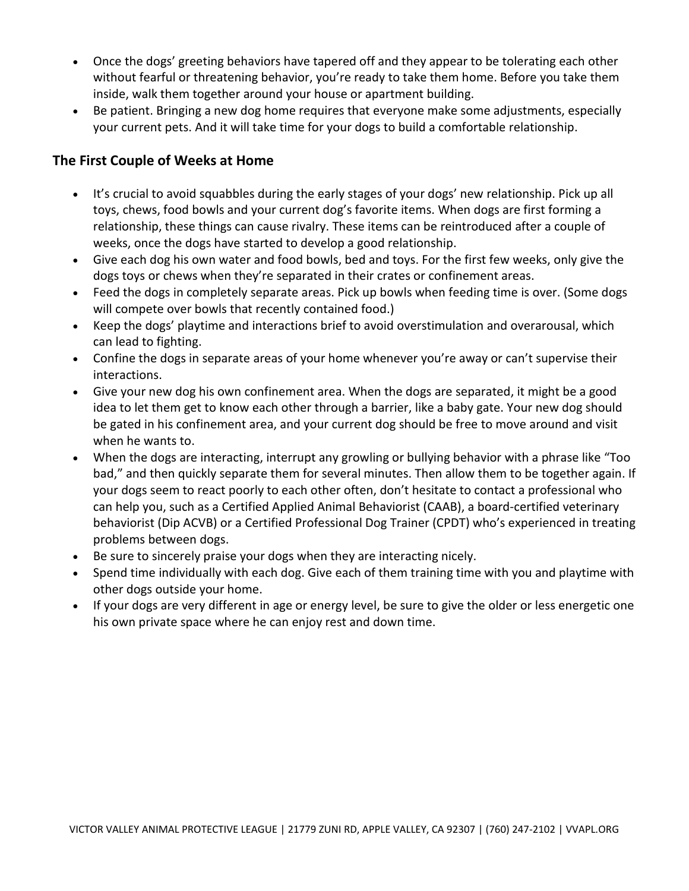- Once the dogs' greeting behaviors have tapered off and they appear to be tolerating each other without fearful or threatening behavior, you're ready to take them home. Before you take them inside, walk them together around your house or apartment building.
- Be patient. Bringing a new dog home requires that everyone make some adjustments, especially your current pets. And it will take time for your dogs to build a comfortable relationship.

### The First Couple of Weeks at Home

- It's crucial to avoid squabbles during the early stages of your dogs' new relationship. Pick up all toys, chews, food bowls and your current dog's favorite items. When dogs are first forming a relationship, these things can cause rivalry. These items can be reintroduced after a couple of weeks, once the dogs have started to develop a good relationship.
- Give each dog his own water and food bowls, bed and toys. For the first few weeks, only give the dogs toys or chews when they're separated in their crates or confinement areas.
- Feed the dogs in completely separate areas. Pick up bowls when feeding time is over. (Some dogs will compete over bowls that recently contained food.)
- Keep the dogs' playtime and interactions brief to avoid overstimulation and overarousal, which can lead to fighting.
- Confine the dogs in separate areas of your home whenever you're away or can't supervise their interactions.
- Give your new dog his own confinement area. When the dogs are separated, it might be a good idea to let them get to know each other through a barrier, like a baby gate. Your new dog should be gated in his confinement area, and your current dog should be free to move around and visit when he wants to.
- When the dogs are interacting, interrupt any growling or bullying behavior with a phrase like "Too bad," and then quickly separate them for several minutes. Then allow them to be together again. If your dogs seem to react poorly to each other often, don't hesitate to contact a professional who can help you, such as a Certified Applied Animal Behaviorist (CAAB), a board-certified veterinary behaviorist (Dip ACVB) or a Certified Professional Dog Trainer (CPDT) who's experienced in treating problems between dogs.
- Be sure to sincerely praise your dogs when they are interacting nicely.
- Spend time individually with each dog. Give each of them training time with you and playtime with other dogs outside your home.
- If your dogs are very different in age or energy level, be sure to give the older or less energetic one his own private space where he can enjoy rest and down time.